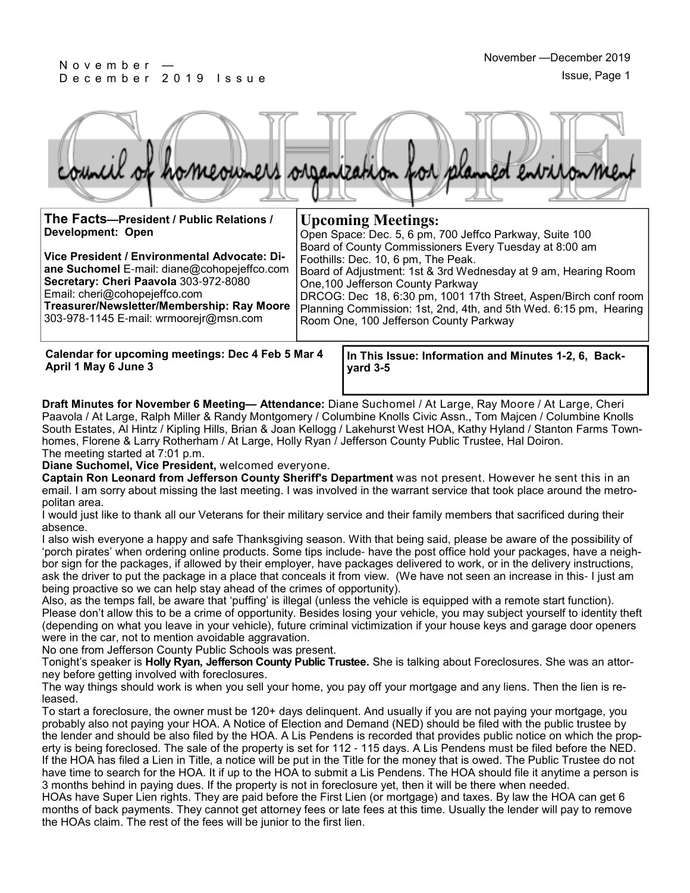# COHOPE

council of homeowners organization for planned environment

**The Facts—President / Public Relations / Development: Open**

**Vice President / Environmental Advocate: Diane Suchomel** E-mail: diane@cohopejeffco.com
**Secretary: Cheri Paavola** 303-972-8080
Email: cheri@cohopejeffco.com
**Treasurer/Newsletter/Membership: Ray Moore** 303-978-1145 E-mail: wrmoorejr@msn.com

## Upcoming Meetings:

Open Space: Dec. 5, 6 pm, 700 Jeffco Parkway, Suite 100
Board of County Commissioners Every Tuesday at 8:00 am
Foothills: Dec. 10, 6 pm, The Peak.
Board of Adjustment: 1st & 3rd Wednesday at 9 am, Hearing Room One,100 Jefferson County Parkway
DRCOG: Dec 18, 6:30 pm, 1001 17th Street, Aspen/Birch conf room
Planning Commission: 1st, 2nd, 4th, and 5th Wed. 6:15 pm, Hearing Room One, 100 Jefferson County Parkway

**Calendar for upcoming meetings: Dec 4 Feb 5 Mar 4 April 1 May 6 June 3**

**In This Issue: Information and Minutes 1-2, 6, Backyard 3-5**

**Draft Minutes for November 6 Meeting— Attendance:** Diane Suchomel / At Large, Ray Moore / At Large, Cheri Paavola / At Large, Ralph Miller & Randy Montgomery / Columbine Knolls Civic Assn., Tom Majcen / Columbine Knolls South Estates, Al Hintz / Kipling Hills, Brian & Joan Kellogg / Lakehurst West HOA, Kathy Hyland / Stanton Farms Townhomes, Florene & Larry Rotherham / At Large, Holly Ryan / Jefferson County Public Trustee, Hal Doiron.
The meeting started at 7:01 p.m.

**Diane Suchomel, Vice President,** welcomed everyone.

**Captain Ron Leonard from Jefferson County Sheriff's Department** was not present. However he sent this in an email. I am sorry about missing the last meeting. I was involved in the warrant service that took place around the metropolitan area.

I would just like to thank all our Veterans for their military service and their family members that sacrificed during their absence.

I also wish everyone a happy and safe Thanksgiving season. With that being said, please be aware of the possibility of 'porch pirates' when ordering online products. Some tips include- have the post office hold your packages, have a neighbor sign for the packages, if allowed by their employer, have packages delivered to work, or in the delivery instructions, ask the driver to put the package in a place that conceals it from view. (We have not seen an increase in this- I just am being proactive so we can help stay ahead of the crimes of opportunity).

Also, as the temps fall, be aware that 'puffing' is illegal (unless the vehicle is equipped with a remote start function). Please don't allow this to be a crime of opportunity. Besides losing your vehicle, you may subject yourself to identity theft (depending on what you leave in your vehicle), future criminal victimization if your house keys and garage door openers were in the car, not to mention avoidable aggravation.

No one from Jefferson County Public Schools was present.

Tonight's speaker is **Holly Ryan, Jefferson County Public Trustee.** She is talking about Foreclosures. She was an attorney before getting involved with foreclosures.

The way things should work is when you sell your home, you pay off your mortgage and any liens. Then the lien is released.

To start a foreclosure, the owner must be 120+ days delinquent. And usually if you are not paying your mortgage, you probably also not paying your HOA. A Notice of Election and Demand (NED) should be filed with the public trustee by the lender and should be also filed by the HOA. A Lis Pendens is recorded that provides public notice on which the property is being foreclosed. The sale of the property is set for 112 - 115 days. A Lis Pendens must be filed before the NED. If the HOA has filed a Lien in Title, a notice will be put in the Title for the money that is owed. The Public Trustee do not have time to search for the HOA. It if up to the HOA to submit a Lis Pendens. The HOA should file it anytime a person is 3 months behind in paying dues. If the property is not in foreclosure yet, then it will be there when needed.

HOAs have Super Lien rights. They are paid before the First Lien (or mortgage) and taxes. By law the HOA can get 6 months of back payments. They cannot get attorney fees or late fees at this time. Usually the lender will pay to remove the HOAs claim. The rest of the fees will be junior to the first lien.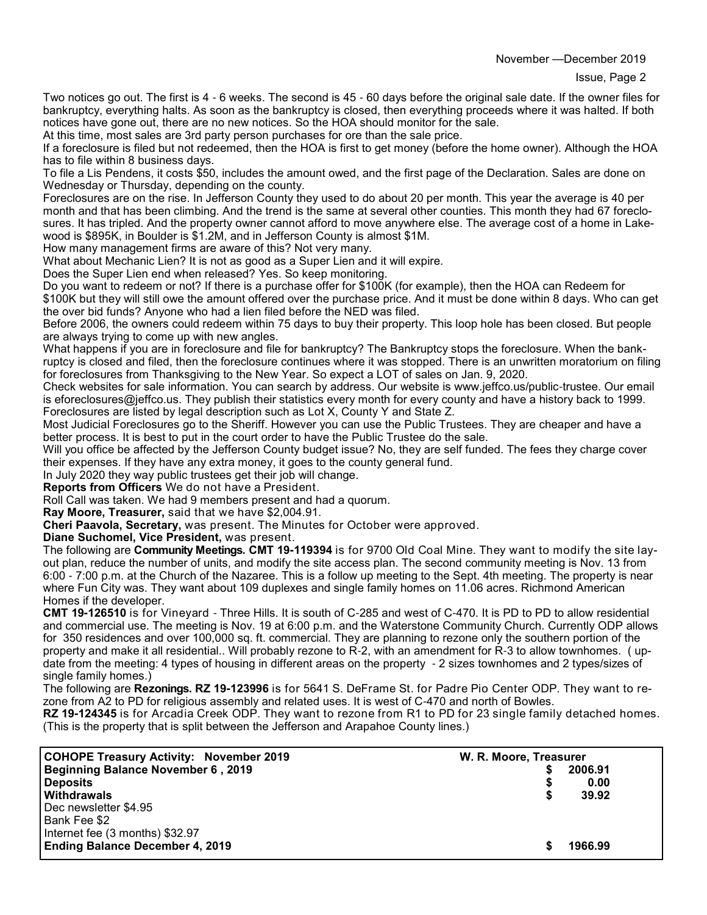Two notices go out. The first is 4 - 6 weeks. The second is 45 - 60 days before the original sale date. If the owner files for bankruptcy, everything halts. As soon as the bankruptcy is closed, then everything proceeds where it was halted. If both notices have gone out, there are no new notices. So the HOA should monitor for the sale.

At this time, most sales are 3rd party person purchases for ore than the sale price.

If a foreclosure is filed but not redeemed, then the HOA is first to get money (before the home owner). Although the HOA has to file within 8 business days.

To file a Lis Pendens, it costs $50, includes the amount owed, and the first page of the Declaration. Sales are done on Wednesday or Thursday, depending on the county.

Foreclosures are on the rise. In Jefferson County they used to do about 20 per month. This year the average is 40 per month and that has been climbing. And the trend is the same at several other counties. This month they had 67 foreclosures. It has tripled. And the property owner cannot afford to move anywhere else. The average cost of a home in Lakewood is $895K, in Boulder is $1.2M, and in Jefferson County is almost $1M.

How many management firms are aware of this? Not very many.

What about Mechanic Lien? It is not as good as a Super Lien and it will expire.

Does the Super Lien end when released? Yes. So keep monitoring.

Do you want to redeem or not? If there is a purchase offer for $100K (for example), then the HOA can Redeem for $100K but they will still owe the amount offered over the purchase price. And it must be done within 8 days. Who can get the over bid funds? Anyone who had a lien filed before the NED was filed.

Before 2006, the owners could redeem within 75 days to buy their property. This loop hole has been closed. But people are always trying to come up with new angles.

What happens if you are in foreclosure and file for bankruptcy? The Bankruptcy stops the foreclosure. When the bankruptcy is closed and filed, then the foreclosure continues where it was stopped. There is an unwritten moratorium on filing for foreclosures from Thanksgiving to the New Year. So expect a LOT of sales on Jan. 9, 2020.

Check websites for sale information. You can search by address. Our website is www.jeffco.us/public-trustee. Our email is eforeclosures@jeffco.us. They publish their statistics every month for every county and have a history back to 1999. Foreclosures are listed by legal description such as Lot X, County Y and State Z.

Most Judicial Foreclosures go to the Sheriff. However you can use the Public Trustees. They are cheaper and have a better process. It is best to put in the court order to have the Public Trustee do the sale.

Will you office be affected by the Jefferson County budget issue? No, they are self funded. The fees they charge cover their expenses. If they have any extra money, it goes to the county general fund.

In July 2020 they way public trustees get their job will change.

**Reports from Officers** We do not have a President.

Roll Call was taken. We had 9 members present and had a quorum.

**Ray Moore, Treasurer,** said that we have $2,004.91.

**Cheri Paavola, Secretary,** was present. The Minutes for October were approved.

**Diane Suchomel, Vice President,** was present.

The following are **Community Meetings. CMT 19-119394** is for 9700 Old Coal Mine. They want to modify the site layout plan, reduce the number of units, and modify the site access plan. The second community meeting is Nov. 13 from 6:00 - 7:00 p.m. at the Church of the Nazaree. This is a follow up meeting to the Sept. 4th meeting. The property is near where Fun City was. They want about 109 duplexes and single family homes on 11.06 acres. Richmond American Homes if the developer.

**CMT 19-126510** is for Vineyard - Three Hills. It is south of C-285 and west of C-470. It is PD to PD to allow residential and commercial use. The meeting is Nov. 19 at 6:00 p.m. and the Waterstone Community Church. Currently ODP allows for 350 residences and over 100,000 sq. ft. commercial. They are planning to rezone only the southern portion of the property and make it all residential.. Will probably rezone to R-2, with an amendment for R-3 to allow townhomes. ( update from the meeting: 4 types of housing in different areas on the property - 2 sizes townhomes and 2 types/sizes of single family homes.)

The following are **Rezonings. RZ 19-123996** is for 5641 S. DeFrame St. for Padre Pio Center ODP. They want to rezone from A2 to PD for religious assembly and related uses. It is west of C-470 and north of Bowles.

**RZ 19-124345** is for Arcadia Creek ODP. They want to rezone from R1 to PD for 23 single family detached homes. (This is the property that is split between the Jefferson and Arapahoe County lines.)

| **COHOPE Treasury Activity: November 2019** | **W. R. Moore, Treasurer** |
|---|---|
| **Beginning Balance November 6 , 2019** | **$ 2006.91** |
| **Deposits** | **$ 0.00** |
| **Withdrawals** | **$ 39.92** |
| Dec newsletter $4.95 | |
| Bank Fee $2 | |
| Internet fee (3 months) $32.97 | |
| **Ending Balance December 4, 2019** | **$ 1966.99** |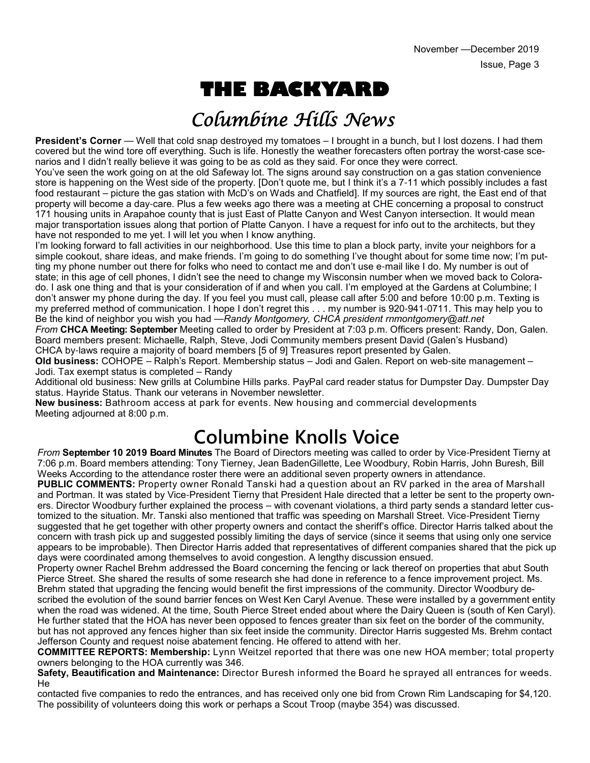# THE BACKYARD

## *Columbine Hills News*

**President's Corner** — Well that cold snap destroyed my tomatoes – I brought in a bunch, but I lost dozens. I had them covered but the wind tore off everything. Such is life. Honestly the weather forecasters often portray the worst-case scenarios and I didn't really believe it was going to be as cold as they said. For once they were correct.

You've seen the work going on at the old Safeway lot. The signs around say construction on a gas station convenience store is happening on the West side of the property. [Don't quote me, but I think it's a 7-11 which possibly includes a fast food restaurant – picture the gas station with McD's on Wads and Chatfield]. If my sources are right, the East end of that property will become a day-care. Plus a few weeks ago there was a meeting at CHE concerning a proposal to construct 171 housing units in Arapahoe county that is just East of Platte Canyon and West Canyon intersection. It would mean major transportation issues along that portion of Platte Canyon. I have a request for info out to the architects, but they have not responded to me yet. I will let you when I know anything.

I'm looking forward to fall activities in our neighborhood. Use this time to plan a block party, invite your neighbors for a simple cookout, share ideas, and make friends. I'm going to do something I've thought about for some time now; I'm putting my phone number out there for folks who need to contact me and don't use e-mail like I do. My number is out of state; in this age of cell phones, I didn't see the need to change my Wisconsin number when we moved back to Colorado. I ask one thing and that is your consideration of if and when you call. I'm employed at the Gardens at Columbine; I don't answer my phone during the day. If you feel you must call, please call after 5:00 and before 10:00 p.m. Texting is my preferred method of communication. I hope I don't regret this . . . my number is 920-941-0711. This may help you to Be the kind of neighbor you wish you had —*Randy Montgomery, CHCA president rnmontgomery@att.net*

*From* **CHCA Meeting: September** Meeting called to order by President at 7:03 p.m. Officers present: Randy, Don, Galen. Board members present: Michaelle, Ralph, Steve, Jodi Community members present David (Galen's Husband)

CHCA by-laws require a majority of board members [5 of 9] Treasures report presented by Galen.

**Old business:** COHOPE – Ralph's Report. Membership status – Jodi and Galen. Report on web-site management – Jodi. Tax exempt status is completed – Randy

Additional old business: New grills at Columbine Hills parks. PayPal card reader status for Dumpster Day. Dumpster Day status. Hayride Status. Thank our veterans in November newsletter.

**New business:** Bathroom access at park for events. New housing and commercial developments

Meeting adjourned at 8:00 p.m.

## Columbine Knolls Voice

*From* **September 10 2019 Board Minutes** The Board of Directors meeting was called to order by Vice-President Tierny at 7:06 p.m. Board members attending: Tony Tierney, Jean BadenGillette, Lee Woodbury, Robin Harris, John Buresh, Bill Weeks According to the attendance roster there were an additional seven property owners in attendance.

**PUBLIC COMMENTS:** Property owner Ronald Tanski had a question about an RV parked in the area of Marshall and Portman. It was stated by Vice-President Tierny that President Hale directed that a letter be sent to the property owners. Director Woodbury further explained the process – with covenant violations, a third party sends a standard letter customized to the situation. Mr. Tanski also mentioned that traffic was speeding on Marshall Street. Vice-President Tierny suggested that he get together with other property owners and contact the sheriff's office. Director Harris talked about the concern with trash pick up and suggested possibly limiting the days of service (since it seems that using only one service appears to be improbable). Then Director Harris added that representatives of different companies shared that the pick up days were coordinated among themselves to avoid congestion. A lengthy discussion ensued.

Property owner Rachel Brehm addressed the Board concerning the fencing or lack thereof on properties that abut South Pierce Street. She shared the results of some research she had done in reference to a fence improvement project. Ms. Brehm stated that upgrading the fencing would benefit the first impressions of the community. Director Woodbury described the evolution of the sound barrier fences on West Ken Caryl Avenue. These were installed by a government entity when the road was widened. At the time, South Pierce Street ended about where the Dairy Queen is (south of Ken Caryl). He further stated that the HOA has never been opposed to fences greater than six feet on the border of the community, but has not approved any fences higher than six feet inside the community. Director Harris suggested Ms. Brehm contact Jefferson County and request noise abatement fencing. He offered to attend with her.

**COMMITTEE REPORTS: Membership:** Lynn Weitzel reported that there was one new HOA member; total property owners belonging to the HOA currently was 346.

**Safety, Beautification and Maintenance:** Director Buresh informed the Board he sprayed all entrances for weeds. He contacted five companies to redo the entrances, and has received only one bid from Crown Rim Landscaping for $4,120. The possibility of volunteers doing this work or perhaps a Scout Troop (maybe 354) was discussed.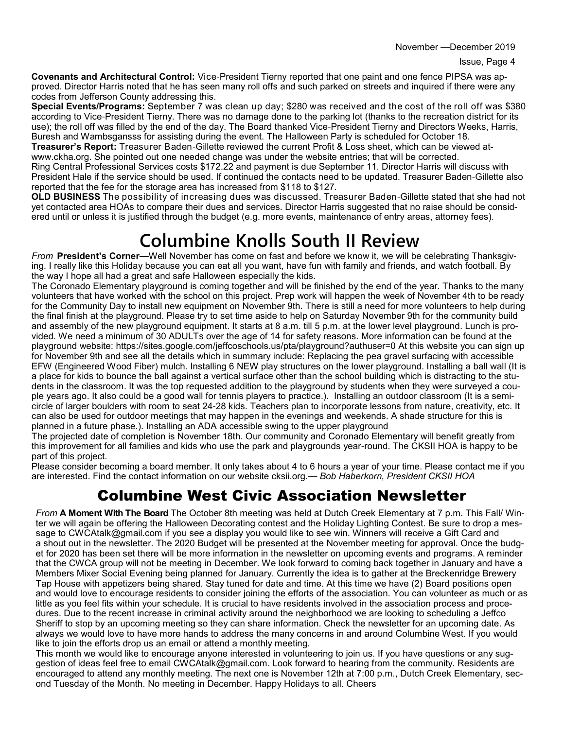**Covenants and Architectural Control:** Vice-President Tierny reported that one paint and one fence PIPSA was approved. Director Harris noted that he has seen many roll offs and such parked on streets and inquired if there were any codes from Jefferson County addressing this.

**Special Events/Programs:** September 7 was clean up day; $280 was received and the cost of the roll off was $380 according to Vice-President Tierny. There was no damage done to the parking lot (thanks to the recreation district for its use); the roll off was filled by the end of the day. The Board thanked Vice-President Tierny and Directors Weeks, Harris, Buresh and Wambsgansss for assisting during the event. The Halloween Party is scheduled for October 18.

**Treasurer's Report:** Treasurer Baden-Gillette reviewed the current Profit & Loss sheet, which can be viewed at-www.ckha.org. She pointed out one needed change was under the website entries; that will be corrected.

Ring Central Professional Services costs $172.22 and payment is due September 11. Director Harris will discuss with President Hale if the service should be used. If continued the contacts need to be updated. Treasurer Baden-Gillette also reported that the fee for the storage area has increased from $118 to $127.

**OLD BUSINESS** The possibility of increasing dues was discussed. Treasurer Baden-Gillette stated that she had not yet contacted area HOAs to compare their dues and services. Director Harris suggested that no raise should be considered until or unless it is justified through the budget (e.g. more events, maintenance of entry areas, attorney fees).

# Columbine Knolls South II Review

*From* **President's Corner—**Well November has come on fast and before we know it, we will be celebrating Thanksgiving. I really like this Holiday because you can eat all you want, have fun with family and friends, and watch football. By the way I hope all had a great and safe Halloween especially the kids.

The Coronado Elementary playground is coming together and will be finished by the end of the year. Thanks to the many volunteers that have worked with the school on this project. Prep work will happen the week of November 4th to be ready for the Community Day to install new equipment on November 9th. There is still a need for more volunteers to help during the final finish at the playground. Please try to set time aside to help on Saturday November 9th for the community build and assembly of the new playground equipment. It starts at 8 a.m. till 5 p.m. at the lower level playground. Lunch is provided. We need a minimum of 30 ADULTs over the age of 14 for safety reasons. More information can be found at the playground website: https://sites.google.com/jeffcoschools.us/pta/playground?authuser=0 At this website you can sign up for November 9th and see all the details which in summary include: Replacing the pea gravel surfacing with accessible EFW (Engineered Wood Fiber) mulch. Installing 6 NEW play structures on the lower playground. Installing a ball wall (It is a place for kids to bounce the ball against a vertical surface other than the school building which is distracting to the students in the classroom. It was the top requested addition to the playground by students when they were surveyed a couple years ago. It also could be a good wall for tennis players to practice.). Installing an outdoor classroom (It is a semicircle of larger boulders with room to seat 24-28 kids. Teachers plan to incorporate lessons from nature, creativity, etc. It can also be used for outdoor meetings that may happen in the evenings and weekends. A shade structure for this is planned in a future phase.). Installing an ADA accessible swing to the upper playground

The projected date of completion is November 18th. Our community and Coronado Elementary will benefit greatly from this improvement for all families and kids who use the park and playgrounds year-round. The CKSII HOA is happy to be part of this project.

Please consider becoming a board member. It only takes about 4 to 6 hours a year of your time. Please contact me if you are interested. Find the contact information on our website cksii.org.— *Bob Haberkorn, President CKSII HOA*

## Columbine West Civic Association Newsletter

*From* **A Moment With The Board** The October 8th meeting was held at Dutch Creek Elementary at 7 p.m. This Fall/ Winter we will again be offering the Halloween Decorating contest and the Holiday Lighting Contest. Be sure to drop a message to CWCAtalk@gmail.com if you see a display you would like to see win. Winners will receive a Gift Card and a shout out in the newsletter. The 2020 Budget will be presented at the November meeting for approval. Once the budget for 2020 has been set there will be more information in the newsletter on upcoming events and programs. A reminder that the CWCA group will not be meeting in December. We look forward to coming back together in January and have a Members Mixer Social Evening being planned for January. Currently the idea is to gather at the Breckenridge Brewery Tap House with appetizers being shared. Stay tuned for date and time. At this time we have (2) Board positions open and would love to encourage residents to consider joining the efforts of the association. You can volunteer as much or as little as you feel fits within your schedule. It is crucial to have residents involved in the association process and procedures. Due to the recent increase in criminal activity around the neighborhood we are looking to scheduling a Jeffco Sheriff to stop by an upcoming meeting so they can share information. Check the newsletter for an upcoming date. As always we would love to have more hands to address the many concerns in and around Columbine West. If you would like to join the efforts drop us an email or attend a monthly meeting.

This month we would like to encourage anyone interested in volunteering to join us. If you have questions or any suggestion of ideas feel free to email CWCAtalk@gmail.com. Look forward to hearing from the community. Residents are encouraged to attend any monthly meeting. The next one is November 12th at 7:00 p.m., Dutch Creek Elementary, second Tuesday of the Month. No meeting in December. Happy Holidays to all. Cheers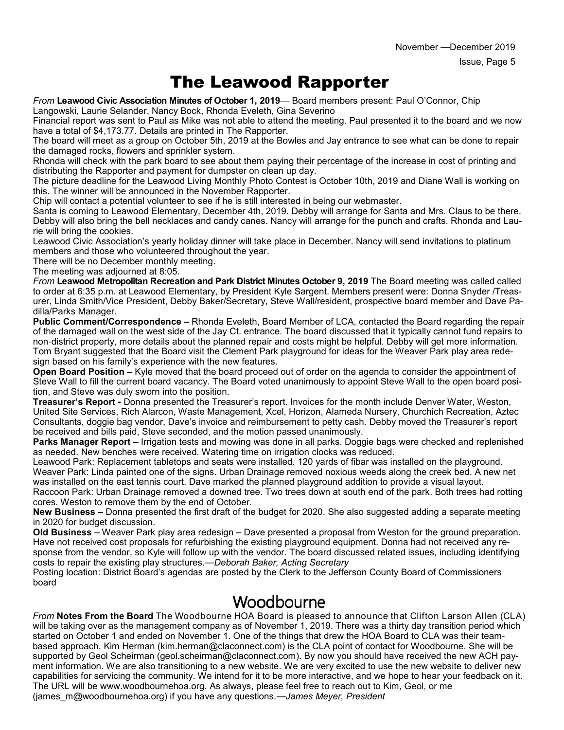# The Leawood Rapporter

*From* **Leawood Civic Association Minutes of October 1, 2019**— Board members present: Paul O'Connor, Chip Langowski, Laurie Selander, Nancy Bock, Rhonda Eveleth, Gina Severino

Financial report was sent to Paul as Mike was not able to attend the meeting. Paul presented it to the board and we now have a total of $4,173.77. Details are printed in The Rapporter.

The board will meet as a group on October 5th, 2019 at the Bowles and Jay entrance to see what can be done to repair the damaged rocks, flowers and sprinkler system.

Rhonda will check with the park board to see about them paying their percentage of the increase in cost of printing and distributing the Rapporter and payment for dumpster on clean up day.

The picture deadline for the Leawood Living Monthly Photo Contest is October 10th, 2019 and Diane Wall is working on this. The winner will be announced in the November Rapporter.

Chip will contact a potential volunteer to see if he is still interested in being our webmaster.

Santa is coming to Leawood Elementary, December 4th, 2019. Debby will arrange for Santa and Mrs. Claus to be there. Debby will also bring the bell necklaces and candy canes. Nancy will arrange for the punch and crafts. Rhonda and Laurie will bring the cookies.

Leawood Civic Association's yearly holiday dinner will take place in December. Nancy will send invitations to platinum members and those who volunteered throughout the year.

There will be no December monthly meeting.

The meeting was adjourned at 8:05.

*From* **Leawood Metropolitan Recreation and Park District Minutes October 9, 2019** The Board meeting was called called to order at 6:35 p.m. at Leawood Elementary, by President Kyle Sargent. Members present were: Donna Snyder /Treasurer, Linda Smith/Vice President, Debby Baker/Secretary, Steve Wall/resident, prospective board member and Dave Padilla/Parks Manager.

**Public Comment/Correspondence –** Rhonda Eveleth, Board Member of LCA, contacted the Board regarding the repair of the damaged wall on the west side of the Jay Ct. entrance. The board discussed that it typically cannot fund repairs to non-district property, more details about the planned repair and costs might be helpful. Debby will get more information. Tom Bryant suggested that the Board visit the Clement Park playground for ideas for the Weaver Park play area redesign based on his family's experience with the new features.

**Open Board Position –** Kyle moved that the board proceed out of order on the agenda to consider the appointment of Steve Wall to fill the current board vacancy. The Board voted unanimously to appoint Steve Wall to the open board position, and Steve was duly sworn into the position.

**Treasurer's Report -** Donna presented the Treasurer's report. Invoices for the month include Denver Water, Weston, United Site Services, Rich Alarcon, Waste Management, Xcel, Horizon, Alameda Nursery, Churchich Recreation, Aztec Consultants, doggie bag vendor, Dave's invoice and reimbursement to petty cash. Debby moved the Treasurer's report be received and bills paid, Steve seconded, and the motion passed unanimously.

**Parks Manager Report –** Irrigation tests and mowing was done in all parks. Doggie bags were checked and replenished as needed. New benches were received. Watering time on irrigation clocks was reduced.

Leawood Park: Replacement tabletops and seats were installed. 120 yards of fibar was installed on the playground.

Weaver Park: Linda painted one of the signs. Urban Drainage removed noxious weeds along the creek bed. A new net was installed on the east tennis court. Dave marked the planned playground addition to provide a visual layout.

Raccoon Park: Urban Drainage removed a downed tree. Two trees down at south end of the park. Both trees had rotting cores. Weston to remove them by the end of October.

**New Business –** Donna presented the first draft of the budget for 2020. She also suggested adding a separate meeting in 2020 for budget discussion.

**Old Business** – Weaver Park play area redesign – Dave presented a proposal from Weston for the ground preparation. Have not received cost proposals for refurbishing the existing playground equipment. Donna had not received any response from the vendor, so Kyle will follow up with the vendor. The board discussed related issues, including identifying costs to repair the existing play structures.—*Deborah Baker, Acting Secretary*

Posting location: District Board's agendas are posted by the Clerk to the Jefferson County Board of Commissioners board

# Woodbourne

*From* **Notes From the Board** The Woodbourne HOA Board is pleased to announce that Clifton Larson Allen (CLA) will be taking over as the management company as of November 1, 2019. There was a thirty day transition period which started on October 1 and ended on November 1. One of the things that drew the HOA Board to CLA was their team-based approach. Kim Herman (kim.herman@claconnect.com) is the CLA point of contact for Woodbourne. She will be supported by Geol Scheirman (geol.scheirman@claconnect.com). By now you should have received the new ACH payment information. We are also transitioning to a new website. We are very excited to use the new website to deliver new capabilities for servicing the community. We intend for it to be more interactive, and we hope to hear your feedback on it. The URL will be www.woodbournehoa.org. As always, please feel free to reach out to Kim, Geol, or me (james_m@woodbournehoa.org) if you have any questions.—*James Meyer, President*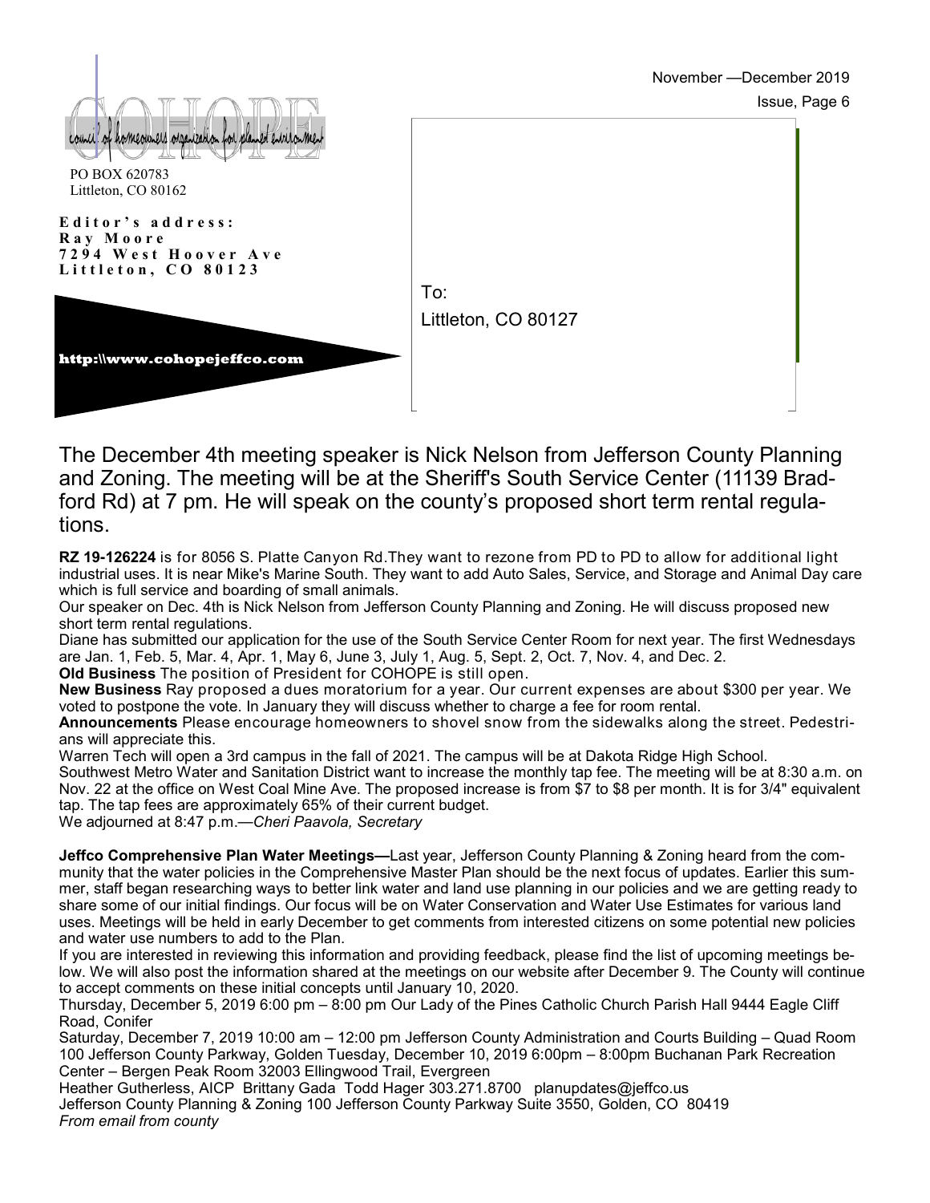COHOPE

council of homeowners organization for planned environment

PO BOX 620783
Littleton, CO 80162

**Editor's address:**
**Ray Moore**
**7294 West Hoover Ave**
**Littleton, CO 80123**

**http:\\www.cohopejeffco.com**

To:

Littleton, CO 80127

The December 4th meeting speaker is Nick Nelson from Jefferson County Planning and Zoning. The meeting will be at the Sheriff's South Service Center (11139 Bradford Rd) at 7 pm. He will speak on the county's proposed short term rental regulations.

**RZ 19-126224** is for 8056 S. Platte Canyon Rd.They want to rezone from PD to PD to allow for additional light industrial uses. It is near Mike's Marine South. They want to add Auto Sales, Service, and Storage and Animal Day care which is full service and boarding of small animals.

Our speaker on Dec. 4th is Nick Nelson from Jefferson County Planning and Zoning. He will discuss proposed new short term rental regulations.

Diane has submitted our application for the use of the South Service Center Room for next year. The first Wednesdays are Jan. 1, Feb. 5, Mar. 4, Apr. 1, May 6, June 3, July 1, Aug. 5, Sept. 2, Oct. 7, Nov. 4, and Dec. 2.

**Old Business** The position of President for COHOPE is still open.

**New Business** Ray proposed a dues moratorium for a year. Our current expenses are about $300 per year. We voted to postpone the vote. In January they will discuss whether to charge a fee for room rental.

**Announcements** Please encourage homeowners to shovel snow from the sidewalks along the street. Pedestrians will appreciate this.

Warren Tech will open a 3rd campus in the fall of 2021. The campus will be at Dakota Ridge High School.

Southwest Metro Water and Sanitation District want to increase the monthly tap fee. The meeting will be at 8:30 a.m. on Nov. 22 at the office on West Coal Mine Ave. The proposed increase is from $7 to $8 per month. It is for 3/4" equivalent tap. The tap fees are approximately 65% of their current budget.

We adjourned at 8:47 p.m.—*Cheri Paavola, Secretary*

**Jeffco Comprehensive Plan Water Meetings—**Last year, Jefferson County Planning & Zoning heard from the community that the water policies in the Comprehensive Master Plan should be the next focus of updates. Earlier this summer, staff began researching ways to better link water and land use planning in our policies and we are getting ready to share some of our initial findings. Our focus will be on Water Conservation and Water Use Estimates for various land uses. Meetings will be held in early December to get comments from interested citizens on some potential new policies and water use numbers to add to the Plan.

If you are interested in reviewing this information and providing feedback, please find the list of upcoming meetings below. We will also post the information shared at the meetings on our website after December 9. The County will continue to accept comments on these initial concepts until January 10, 2020.

Thursday, December 5, 2019 6:00 pm – 8:00 pm Our Lady of the Pines Catholic Church Parish Hall 9444 Eagle Cliff Road, Conifer

Saturday, December 7, 2019 10:00 am – 12:00 pm Jefferson County Administration and Courts Building – Quad Room 100 Jefferson County Parkway, Golden Tuesday, December 10, 2019 6:00pm – 8:00pm Buchanan Park Recreation Center – Bergen Peak Room 32003 Ellingwood Trail, Evergreen

Heather Gutherless, AICP Brittany Gada Todd Hager 303.271.8700 planupdates@jeffco.us

Jefferson County Planning & Zoning 100 Jefferson County Parkway Suite 3550, Golden, CO 80419

*From email from county*